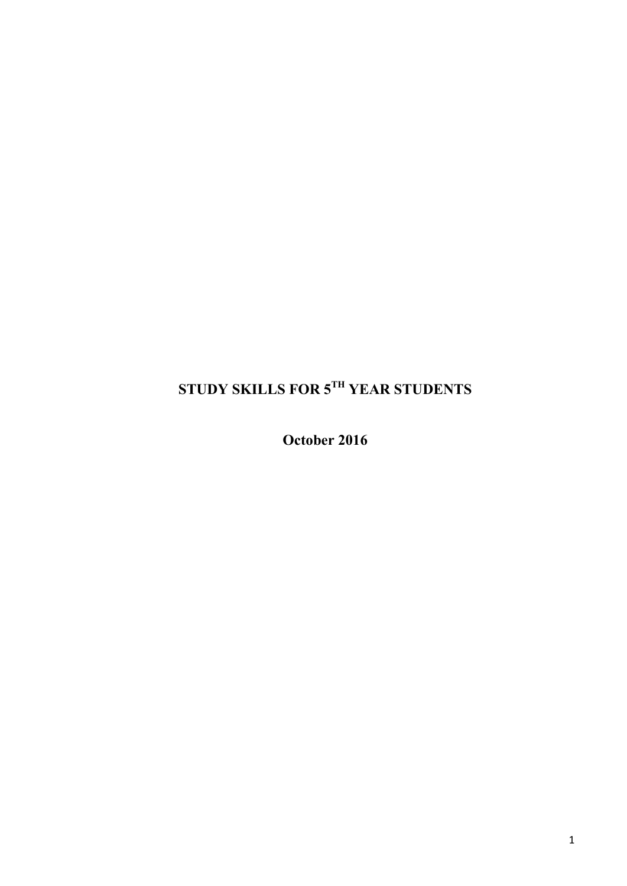# STUDY SKILLS FOR 5TH YEAR STUDENTS

**October 2016**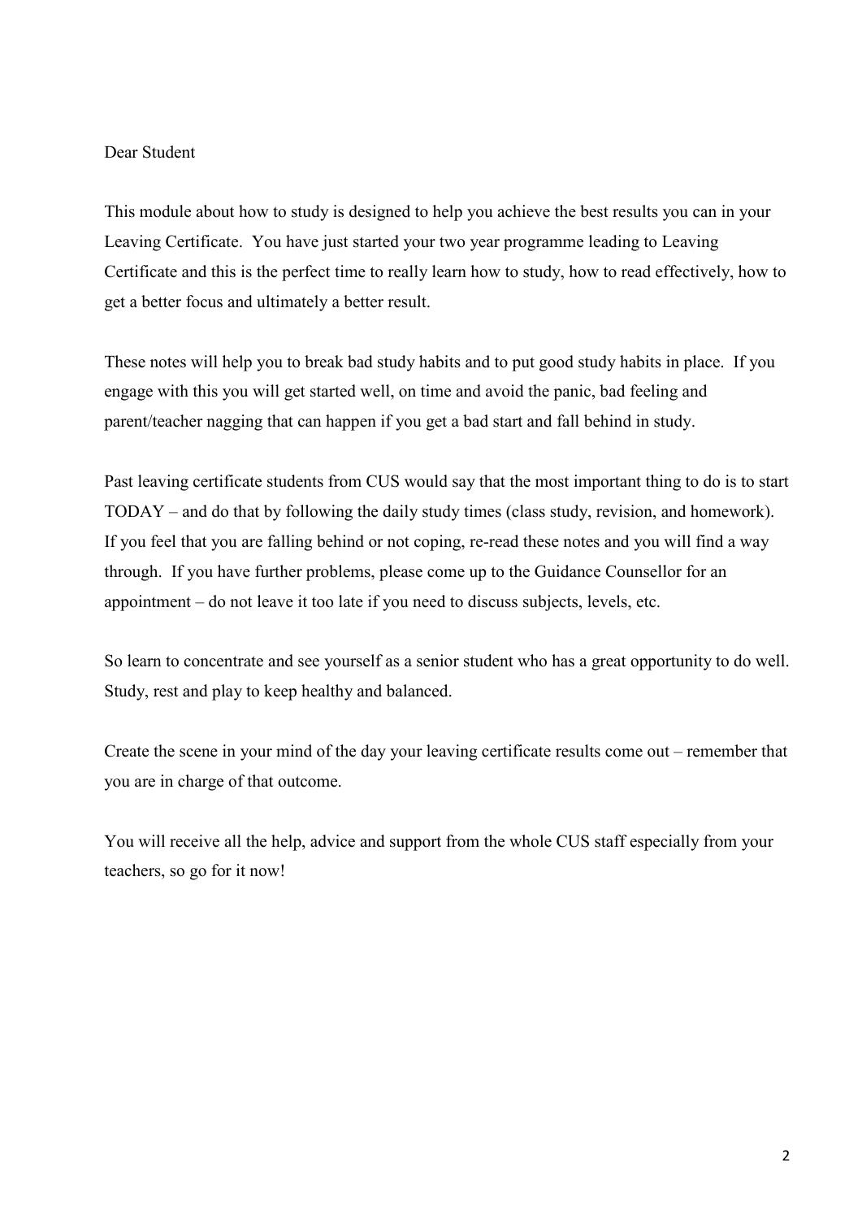Dear Student

This module about how to study is designed to help you achieve the best results you can in your Leaving Certificate. You have just started your two year programme leading to Leaving Certificate and this is the perfect time to really learn how to study, how to read effectively, how to get a better focus and ultimately a better result.

These notes will help you to break bad study habits and to put good study habits in place. If you engage with this you will get started well, on time and avoid the panic, bad feeling and parent/teacher nagging that can happen if you get a bad start and fall behind in study.

Past leaving certificate students from CUS would say that the most important thing to do is to start TODAY – and do that by following the daily study times (class study, revision, and homework). If you feel that you are falling behind or not coping, re-read these notes and you will find a way through. If you have further problems, please come up to the Guidance Counsellor for an appointment – do not leave it too late if you need to discuss subjects, levels, etc.

So learn to concentrate and see yourself as a senior student who has a great opportunity to do well. Study, rest and play to keep healthy and balanced.

Create the scene in your mind of the day your leaving certificate results come out – remember that you are in charge of that outcome.

You will receive all the help, advice and support from the whole CUS staff especially from your teachers, so go for it now!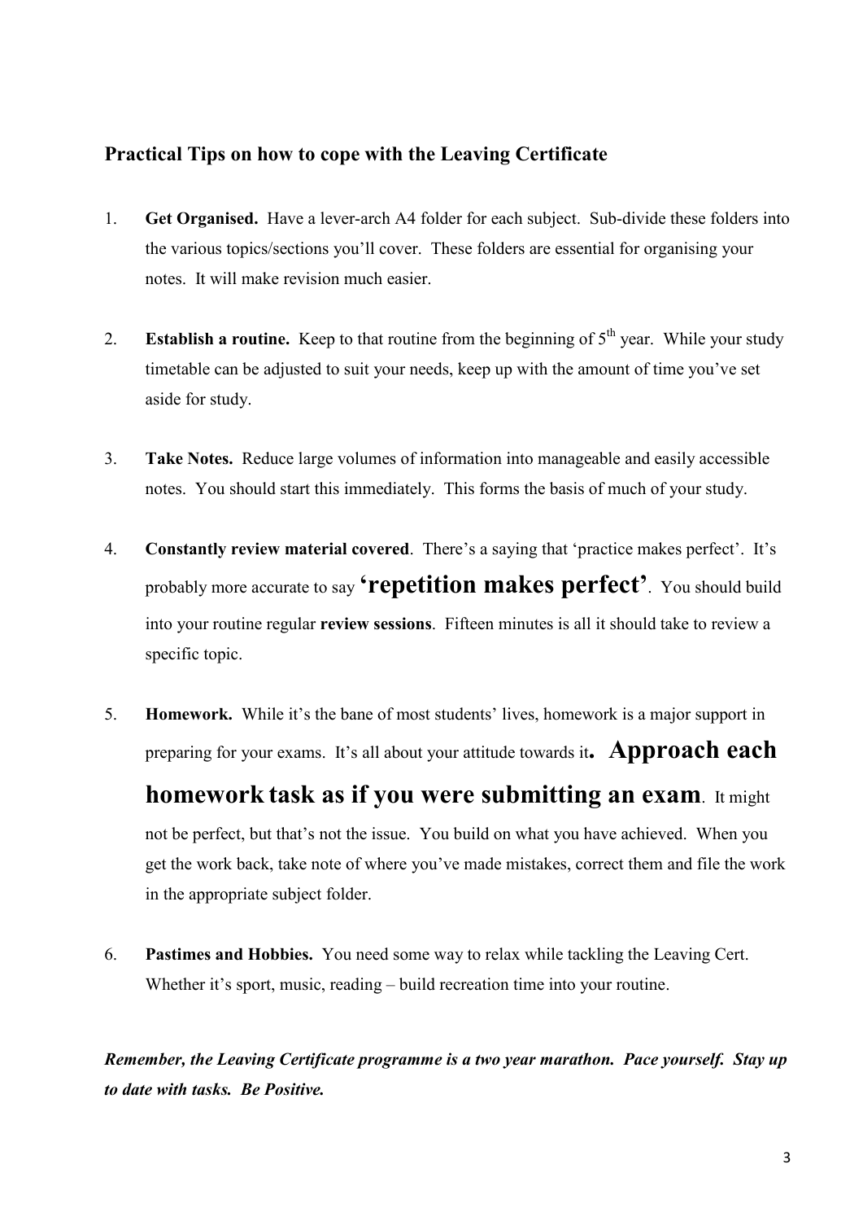## Practical Tips on how to cope with the Leaving Certificate

1. **Get Organised.** Have a lever-arch A4 folder for each subject. Sub-divide these folders into the various topics/sections you'll cover. These folders are essential for organising your notes. It will make revision much easier.

2. **Establish a routine.** Keep to that routine from the beginning of 5th year. While your study timetable can be adjusted to suit your needs, keep up with the amount of time you've set aside for study.

3. **Take Notes.** Reduce large volumes of information into manageable and easily accessible notes. You should start this immediately. This forms the basis of much of your study.

4. **Constantly review material covered**. There's a saying that 'practice makes perfect'. It's probably more accurate to say **'repetition makes perfect'**. You should build into your routine regular **review sessions**. Fifteen minutes is all it should take to review a specific topic.

5. **Homework.** While it's the bane of most students' lives, homework is a major support in preparing for your exams. It's all about your attitude towards it**. Approach each homework task as if you were submitting an exam**. It might not be perfect, but that's not the issue. You build on what you have achieved. When you get the work back, take note of where you've made mistakes, correct them and file the work in the appropriate subject folder.

6. **Pastimes and Hobbies.** You need some way to relax while tackling the Leaving Cert. Whether it's sport, music, reading – build recreation time into your routine.

***Remember, the Leaving Certificate programme is a two year marathon. Pace yourself. Stay up to date with tasks. Be Positive.***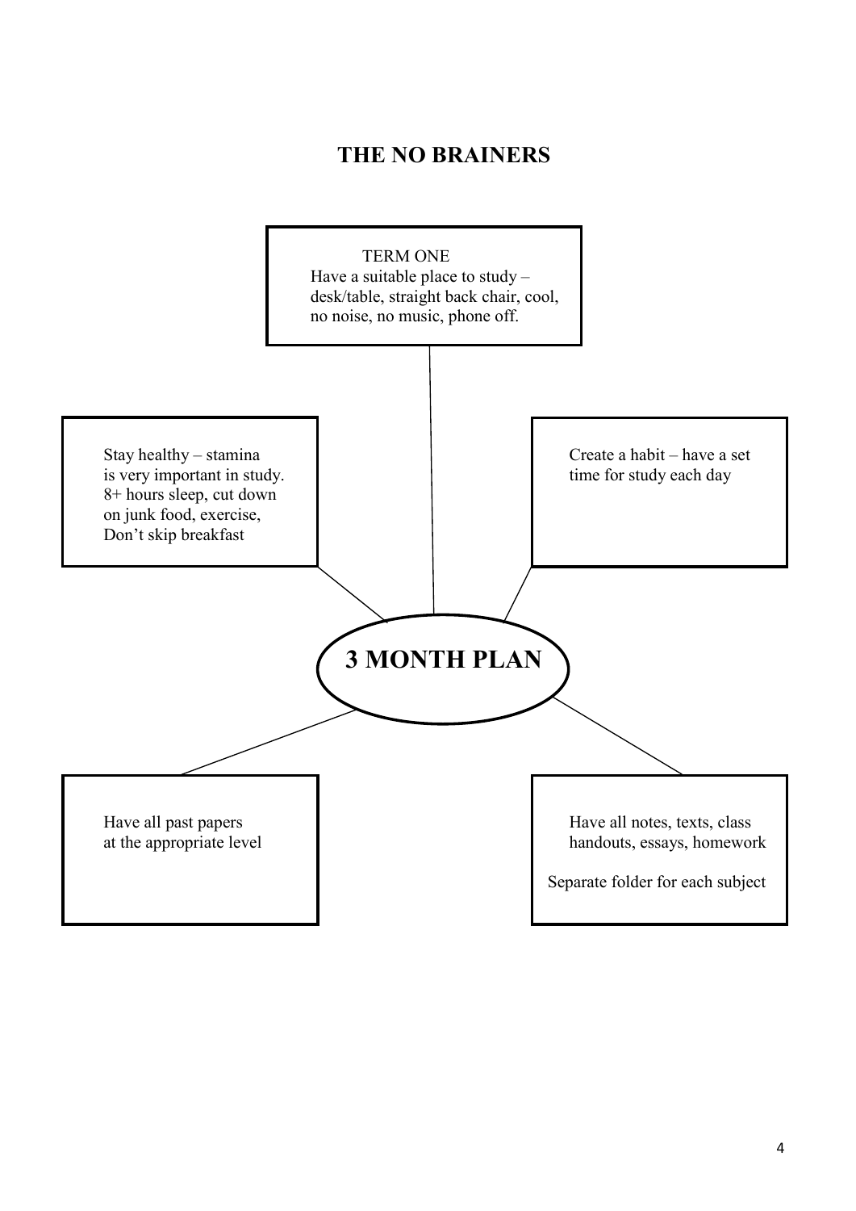## THE NO BRAINERS

**3 MONTH PLAN**

TERM ONE
Have a suitable place to study – desk/table, straight back chair, cool, no noise, no music, phone off.

Stay healthy – stamina is very important in study. 8+ hours sleep, cut down on junk food, exercise, Don't skip breakfast

Create a habit – have a set time for study each day

Have all past papers at the appropriate level

Have all notes, texts, class handouts, essays, homework

Separate folder for each subject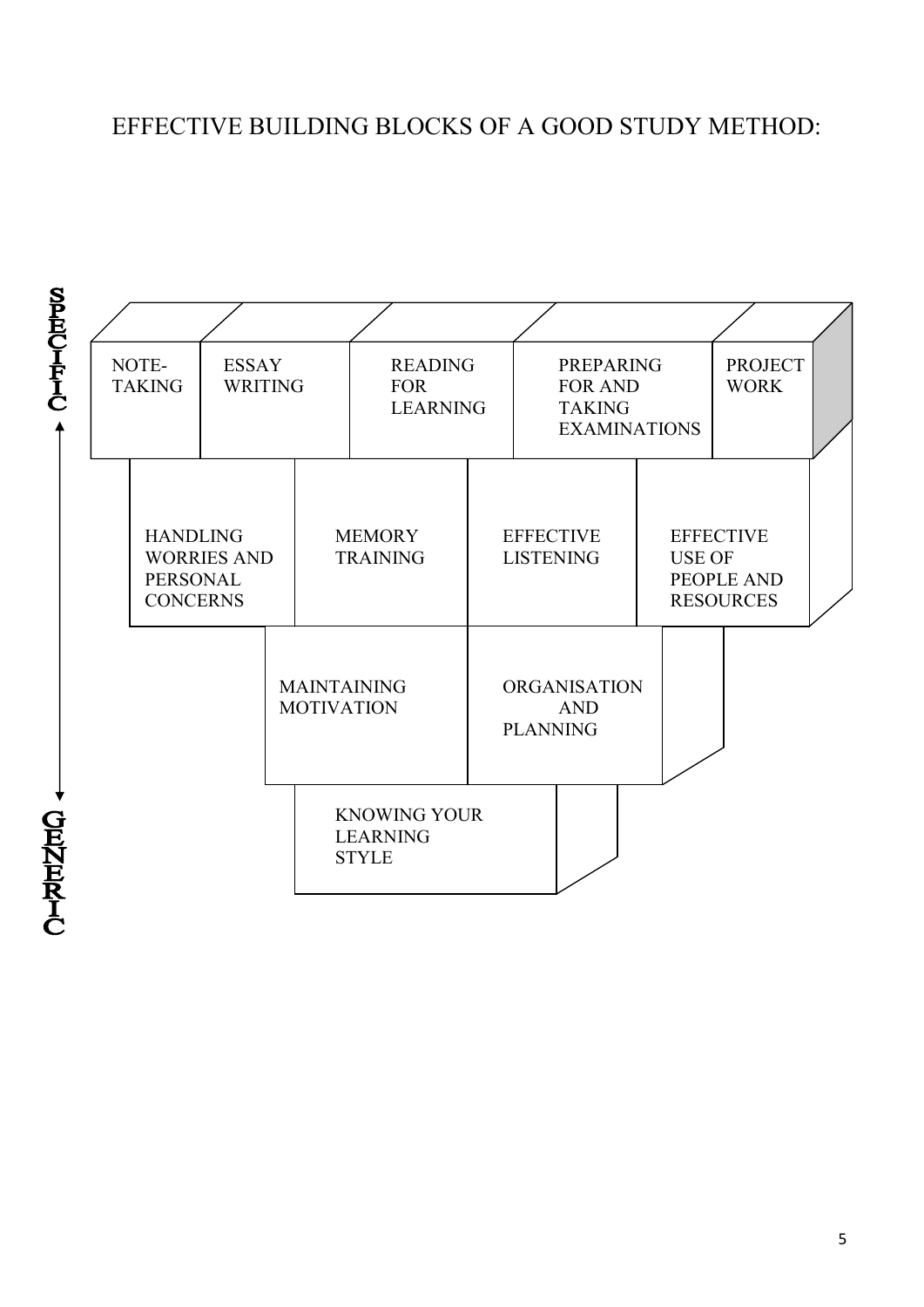# EFFECTIVE BUILDING BLOCKS OF A GOOD STUDY METHOD:

**SPECIFIC**

- NOTE-TAKING
- ESSAY WRITING
- READING FOR LEARNING
- PREPARING FOR AND TAKING EXAMINATIONS
- PROJECT WORK

- HANDLING WORRIES AND PERSONAL CONCERNS
- MEMORY TRAINING
- EFFECTIVE LISTENING
- EFFECTIVE USE OF PEOPLE AND RESOURCES

- MAINTAINING MOTIVATION
- ORGANISATION AND PLANNING

- KNOWING YOUR LEARNING STYLE

**GENERIC**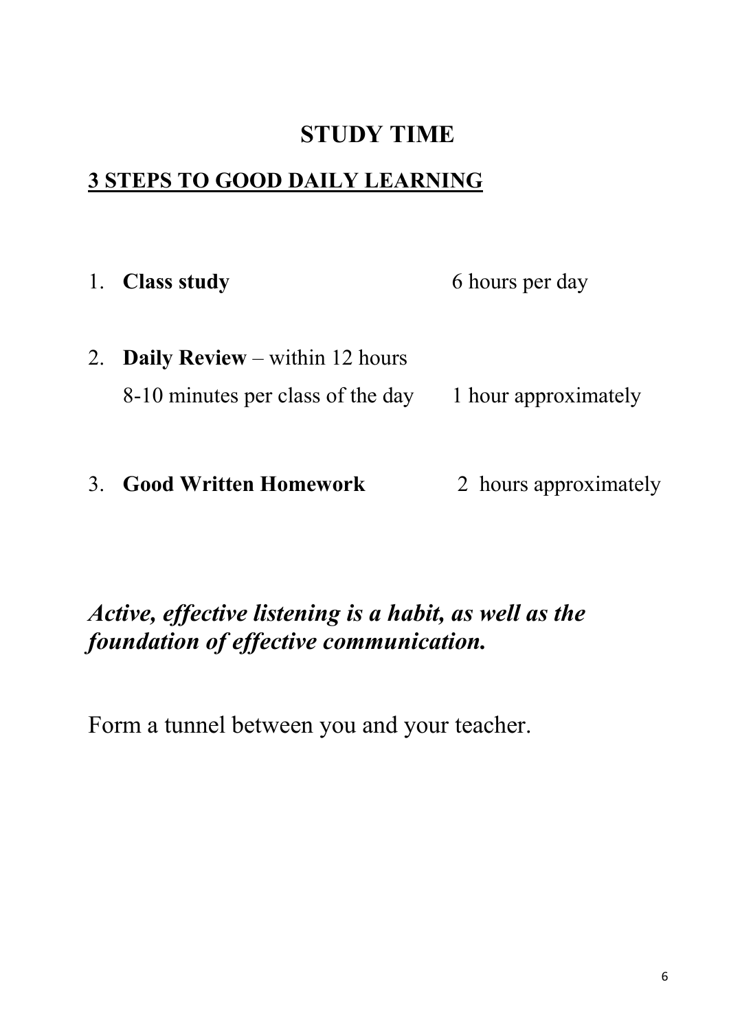# STUDY TIME

## 3 STEPS TO GOOD DAILY LEARNING

1. **Class study** 6 hours per day

2. **Daily Review** – within 12 hours
   8-10 minutes per class of the day 1 hour approximately

3. **Good Written Homework** 2 hours approximately

***Active, effective listening is a habit, as well as the foundation of effective communication.***

Form a tunnel between you and your teacher.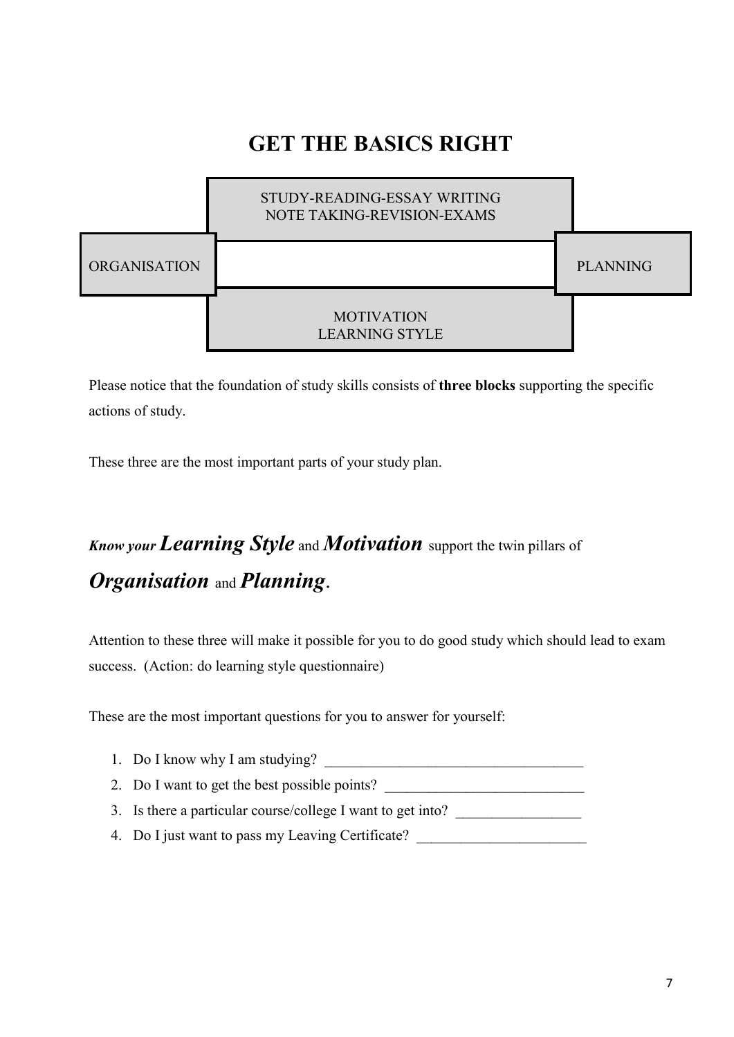# GET THE BASICS RIGHT

STUDY-READING-ESSAY WRITING
NOTE TAKING-REVISION-EXAMS

ORGANISATION

PLANNING

MOTIVATION
LEARNING STYLE

Please notice that the foundation of study skills consists of **three blocks** supporting the specific actions of study.

These three are the most important parts of your study plan.

***Know your Learning Style*** and ***Motivation*** support the twin pillars of ***Organisation*** and ***Planning***.

Attention to these three will make it possible for you to do good study which should lead to exam success. (Action: do learning style questionnaire)

These are the most important questions for you to answer for yourself:

1. Do I know why I am studying? ___________________________________
2. Do I want to get the best possible points? ___________________________
3. Is there a particular course/college I want to get into? _________________
4. Do I just want to pass my Leaving Certificate? _______________________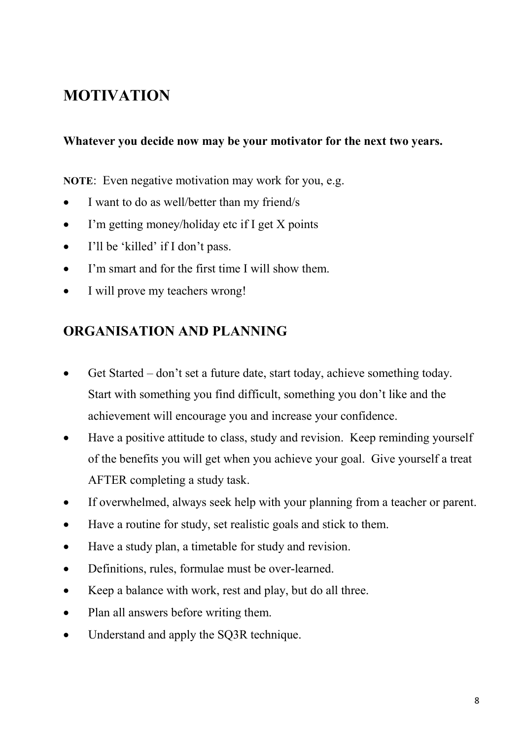## MOTIVATION

**Whatever you decide now may be your motivator for the next two years.**

**NOTE**: Even negative motivation may work for you, e.g.

- I want to do as well/better than my friend/s
- I'm getting money/holiday etc if I get X points
- I'll be 'killed' if I don't pass.
- I'm smart and for the first time I will show them.
- I will prove my teachers wrong!

## ORGANISATION AND PLANNING

- Get Started – don't set a future date, start today, achieve something today. Start with something you find difficult, something you don't like and the achievement will encourage you and increase your confidence.
- Have a positive attitude to class, study and revision. Keep reminding yourself of the benefits you will get when you achieve your goal. Give yourself a treat AFTER completing a study task.
- If overwhelmed, always seek help with your planning from a teacher or parent.
- Have a routine for study, set realistic goals and stick to them.
- Have a study plan, a timetable for study and revision.
- Definitions, rules, formulae must be over-learned.
- Keep a balance with work, rest and play, but do all three.
- Plan all answers before writing them.
- Understand and apply the SQ3R technique.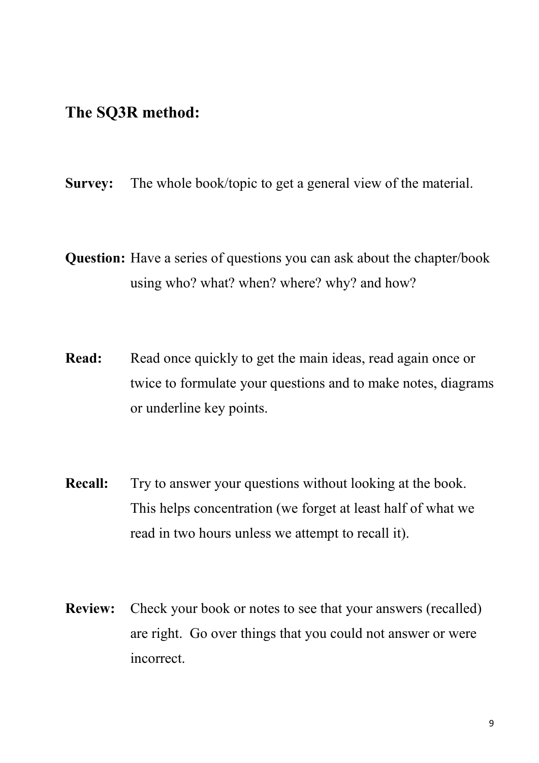## The SQ3R method:

**Survey:** The whole book/topic to get a general view of the material.

**Question:** Have a series of questions you can ask about the chapter/book using who? what? when? where? why? and how?

**Read:** Read once quickly to get the main ideas, read again once or twice to formulate your questions and to make notes, diagrams or underline key points.

**Recall:** Try to answer your questions without looking at the book. This helps concentration (we forget at least half of what we read in two hours unless we attempt to recall it).

**Review:** Check your book or notes to see that your answers (recalled) are right. Go over things that you could not answer or were incorrect.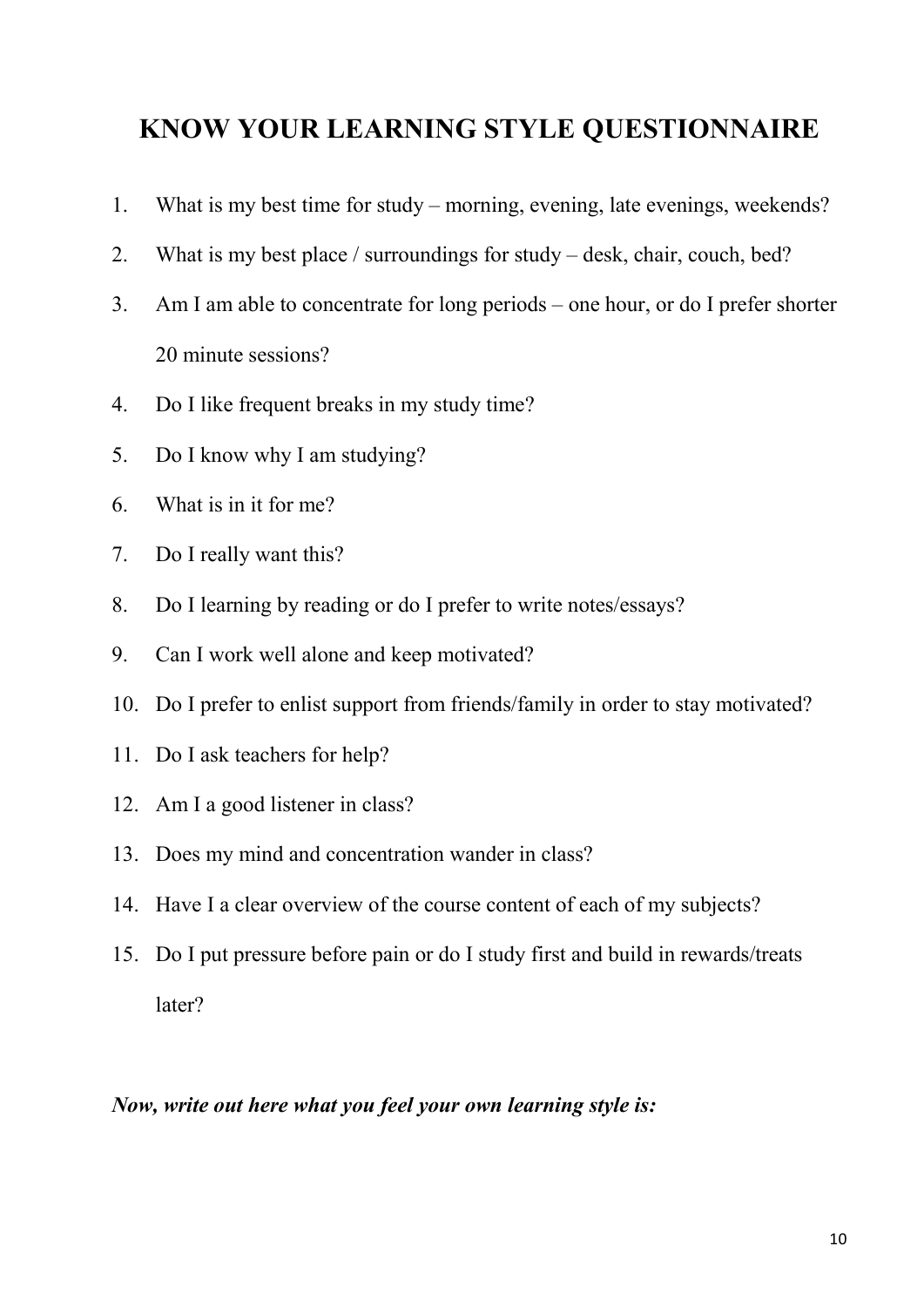# KNOW YOUR LEARNING STYLE QUESTIONNAIRE

1. What is my best time for study – morning, evening, late evenings, weekends?
2. What is my best place / surroundings for study – desk, chair, couch, bed?
3. Am I am able to concentrate for long periods – one hour, or do I prefer shorter 20 minute sessions?
4. Do I like frequent breaks in my study time?
5. Do I know why I am studying?
6. What is in it for me?
7. Do I really want this?
8. Do I learning by reading or do I prefer to write notes/essays?
9. Can I work well alone and keep motivated?
10. Do I prefer to enlist support from friends/family in order to stay motivated?
11. Do I ask teachers for help?
12. Am I a good listener in class?
13. Does my mind and concentration wander in class?
14. Have I a clear overview of the course content of each of my subjects?
15. Do I put pressure before pain or do I study first and build in rewards/treats later?

***Now, write out here what you feel your own learning style is:***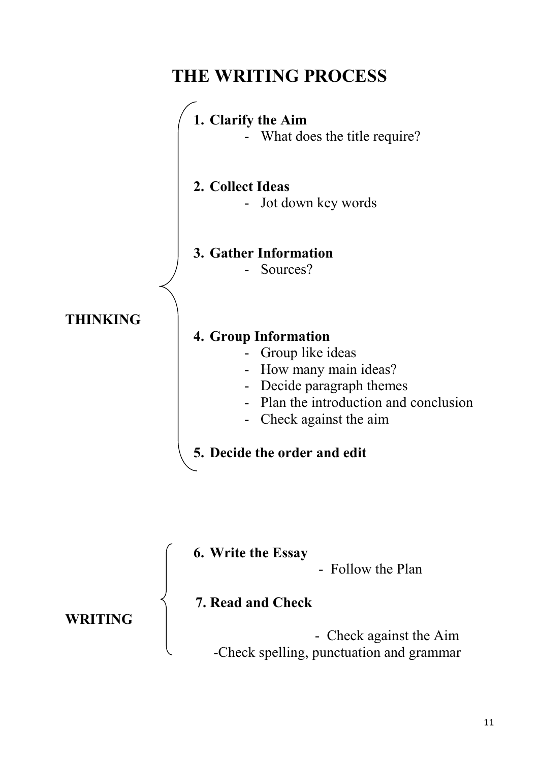# THE WRITING PROCESS

**THINKING**

1. **Clarify the Aim**
   - What does the title require?

2. **Collect Ideas**
   - Jot down key words

3. **Gather Information**
   - Sources?

4. **Group Information**
   - Group like ideas
   - How many main ideas?
   - Decide paragraph themes
   - Plan the introduction and conclusion
   - Check against the aim

5. **Decide the order and edit**

**WRITING**

6. **Write the Essay**
   - Follow the Plan

7. **Read and Check**
   - Check against the Aim
   - Check spelling, punctuation and grammar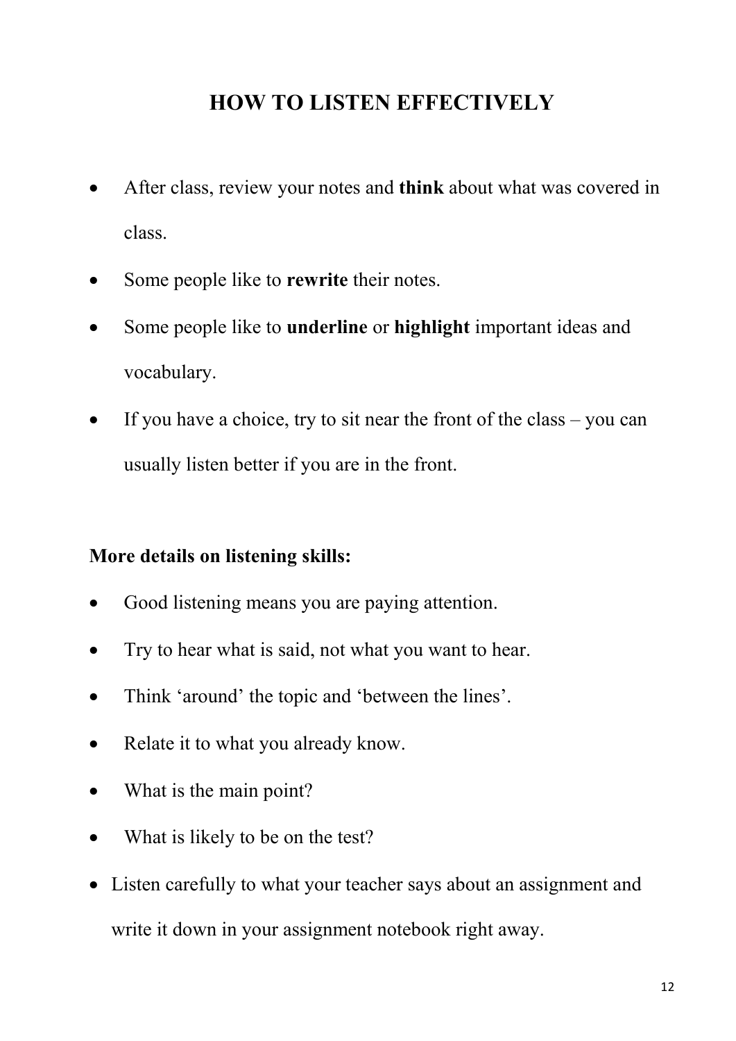# HOW TO LISTEN EFFECTIVELY

- After class, review your notes and **think** about what was covered in class.
- Some people like to **rewrite** their notes.
- Some people like to **underline** or **highlight** important ideas and vocabulary.
- If you have a choice, try to sit near the front of the class – you can usually listen better if you are in the front.

**More details on listening skills:**

- Good listening means you are paying attention.
- Try to hear what is said, not what you want to hear.
- Think 'around' the topic and 'between the lines'.
- Relate it to what you already know.
- What is the main point?
- What is likely to be on the test?
- Listen carefully to what your teacher says about an assignment and write it down in your assignment notebook right away.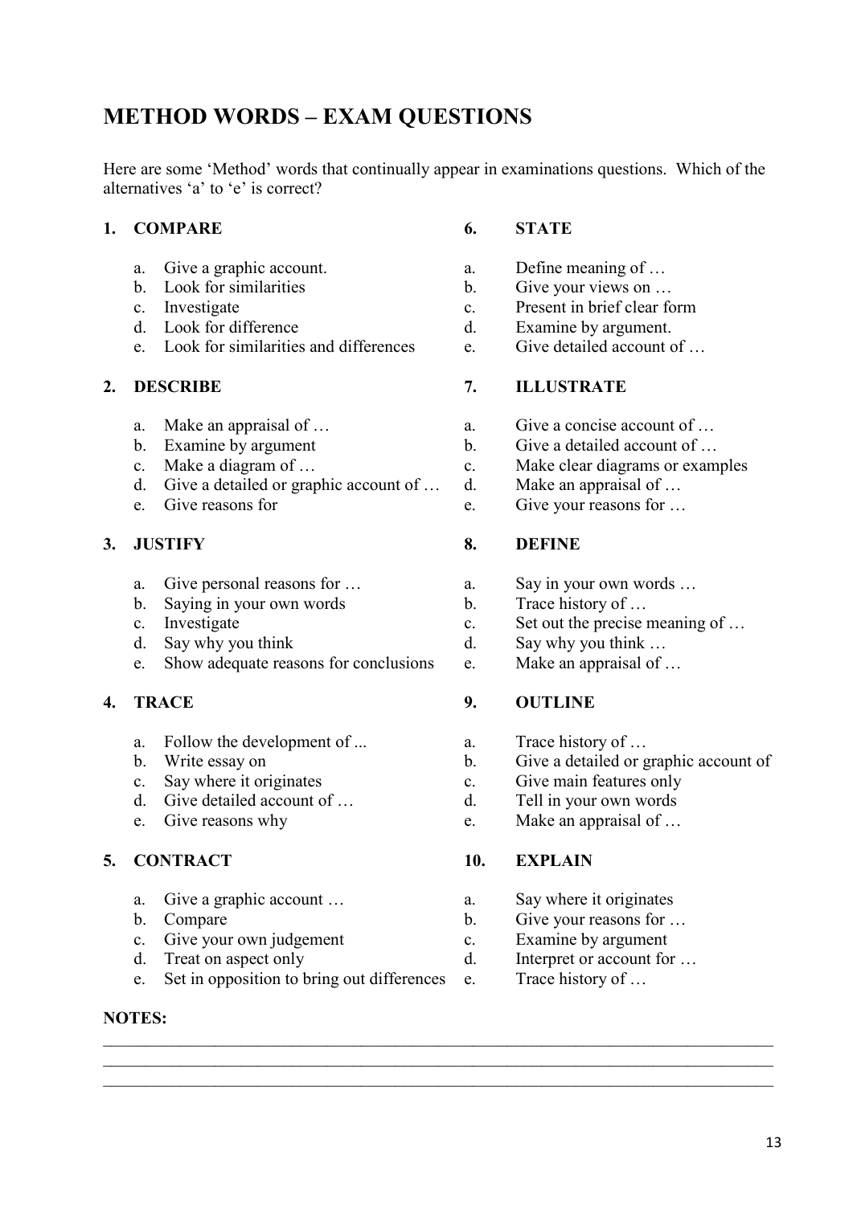# METHOD WORDS – EXAM QUESTIONS

Here are some 'Method' words that continually appear in examinations questions. Which of the alternatives 'a' to 'e' is correct?

**1. COMPARE**

a. Give a graphic account.
b. Look for similarities
c. Investigate
d. Look for difference
e. Look for similarities and differences

**2. DESCRIBE**

a. Make an appraisal of …
b. Examine by argument
c. Make a diagram of …
d. Give a detailed or graphic account of …
e. Give reasons for

**3. JUSTIFY**

a. Give personal reasons for …
b. Saying in your own words
c. Investigate
d. Say why you think
e. Show adequate reasons for conclusions

**4. TRACE**

a. Follow the development of ...
b. Write essay on
c. Say where it originates
d. Give detailed account of …
e. Give reasons why

**5. CONTRACT**

a. Give a graphic account …
b. Compare
c. Give your own judgement
d. Treat on aspect only
e. Set in opposition to bring out differences

**6. STATE**

a. Define meaning of …
b. Give your views on …
c. Present in brief clear form
d. Examine by argument.
e. Give detailed account of …

**7. ILLUSTRATE**

a. Give a concise account of …
b. Give a detailed account of …
c. Make clear diagrams or examples
d. Make an appraisal of …
e. Give your reasons for …

**8. DEFINE**

a. Say in your own words …
b. Trace history of …
c. Set out the precise meaning of …
d. Say why you think …
e. Make an appraisal of …

**9. OUTLINE**

a. Trace history of …
b. Give a detailed or graphic account of
c. Give main features only
d. Tell in your own words
e. Make an appraisal of …

**10. EXPLAIN**

a. Say where it originates
b. Give your reasons for …
c. Examine by argument
d. Interpret or account for …
e. Trace history of …

**NOTES:**

______________________________________________________________________________

______________________________________________________________________________

______________________________________________________________________________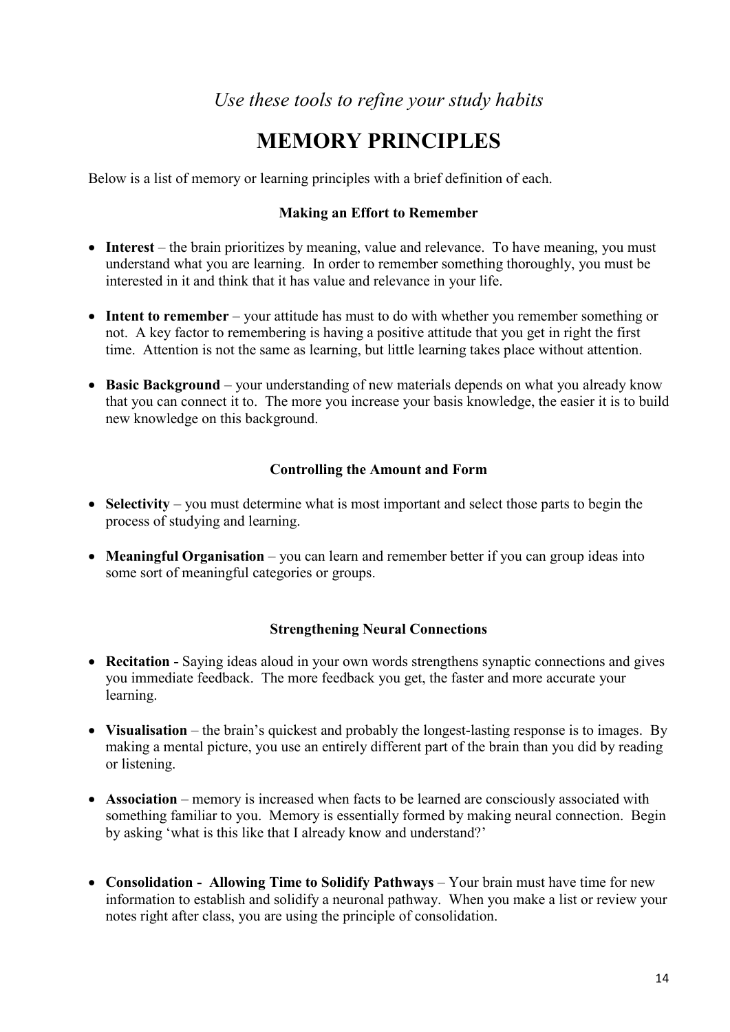*Use these tools to refine your study habits*

# MEMORY PRINCIPLES

Below is a list of memory or learning principles with a brief definition of each.

### Making an Effort to Remember

- **Interest** – the brain prioritizes by meaning, value and relevance. To have meaning, you must understand what you are learning. In order to remember something thoroughly, you must be interested in it and think that it has value and relevance in your life.

- **Intent to remember** – your attitude has must to do with whether you remember something or not. A key factor to remembering is having a positive attitude that you get in right the first time. Attention is not the same as learning, but little learning takes place without attention.

- **Basic Background** – your understanding of new materials depends on what you already know that you can connect it to. The more you increase your basis knowledge, the easier it is to build new knowledge on this background.

### Controlling the Amount and Form

- **Selectivity** – you must determine what is most important and select those parts to begin the process of studying and learning.

- **Meaningful Organisation** – you can learn and remember better if you can group ideas into some sort of meaningful categories or groups.

### Strengthening Neural Connections

- **Recitation -** Saying ideas aloud in your own words strengthens synaptic connections and gives you immediate feedback. The more feedback you get, the faster and more accurate your learning.

- **Visualisation** – the brain's quickest and probably the longest-lasting response is to images. By making a mental picture, you use an entirely different part of the brain than you did by reading or listening.

- **Association** – memory is increased when facts to be learned are consciously associated with something familiar to you. Memory is essentially formed by making neural connection. Begin by asking 'what is this like that I already know and understand?'

- **Consolidation - Allowing Time to Solidify Pathways** – Your brain must have time for new information to establish and solidify a neuronal pathway. When you make a list or review your notes right after class, you are using the principle of consolidation.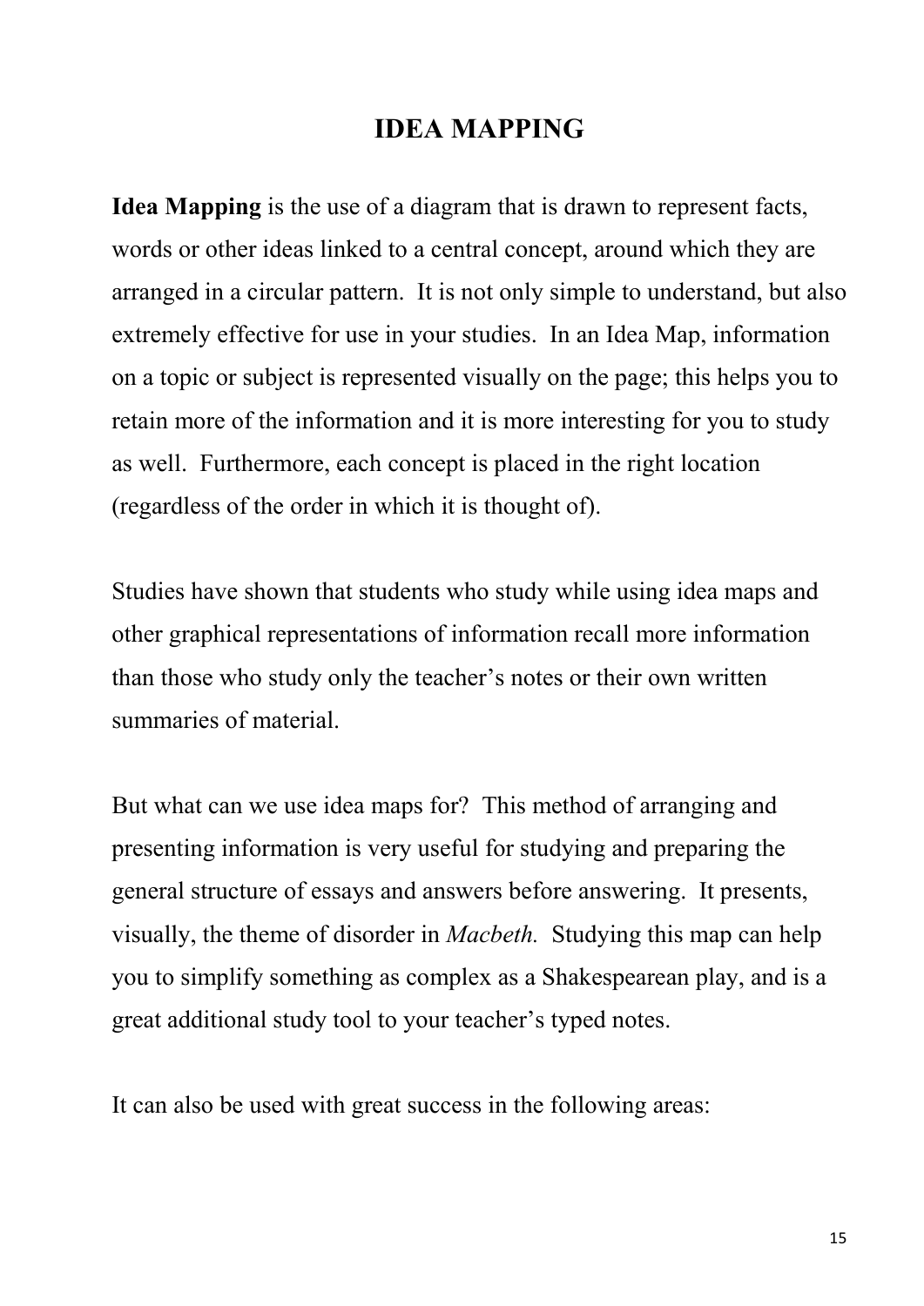# IDEA MAPPING

**Idea Mapping** is the use of a diagram that is drawn to represent facts, words or other ideas linked to a central concept, around which they are arranged in a circular pattern. It is not only simple to understand, but also extremely effective for use in your studies. In an Idea Map, information on a topic or subject is represented visually on the page; this helps you to retain more of the information and it is more interesting for you to study as well. Furthermore, each concept is placed in the right location (regardless of the order in which it is thought of).

Studies have shown that students who study while using idea maps and other graphical representations of information recall more information than those who study only the teacher's notes or their own written summaries of material.

But what can we use idea maps for? This method of arranging and presenting information is very useful for studying and preparing the general structure of essays and answers before answering. It presents, visually, the theme of disorder in *Macbeth.* Studying this map can help you to simplify something as complex as a Shakespearean play, and is a great additional study tool to your teacher's typed notes.

It can also be used with great success in the following areas: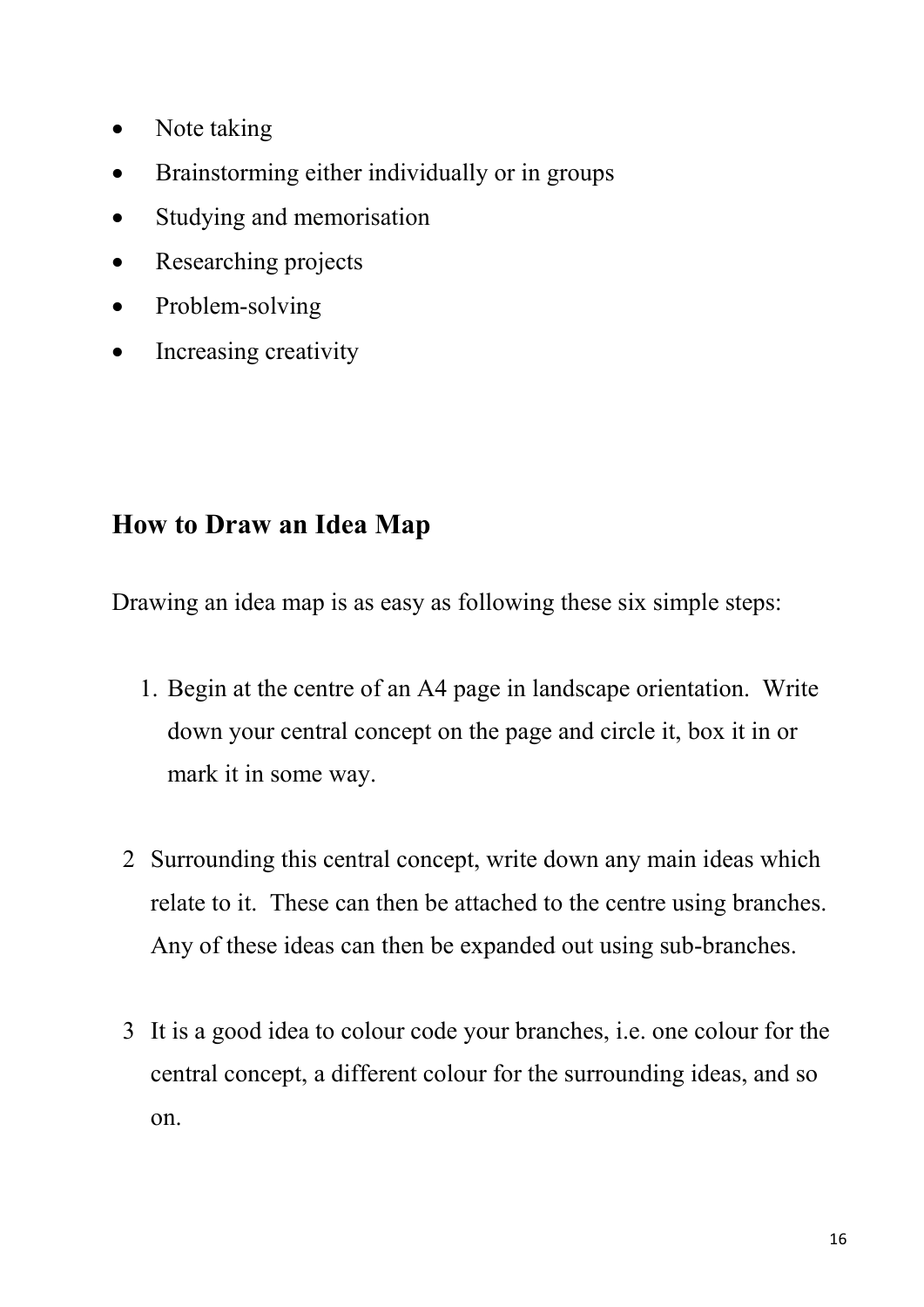- Note taking
- Brainstorming either individually or in groups
- Studying and memorisation
- Researching projects
- Problem-solving
- Increasing creativity

## How to Draw an Idea Map

Drawing an idea map is as easy as following these six simple steps:

1. Begin at the centre of an A4 page in landscape orientation. Write down your central concept on the page and circle it, box it in or mark it in some way.

2. Surrounding this central concept, write down any main ideas which relate to it. These can then be attached to the centre using branches. Any of these ideas can then be expanded out using sub-branches.

3. It is a good idea to colour code your branches, i.e. one colour for the central concept, a different colour for the surrounding ideas, and so on.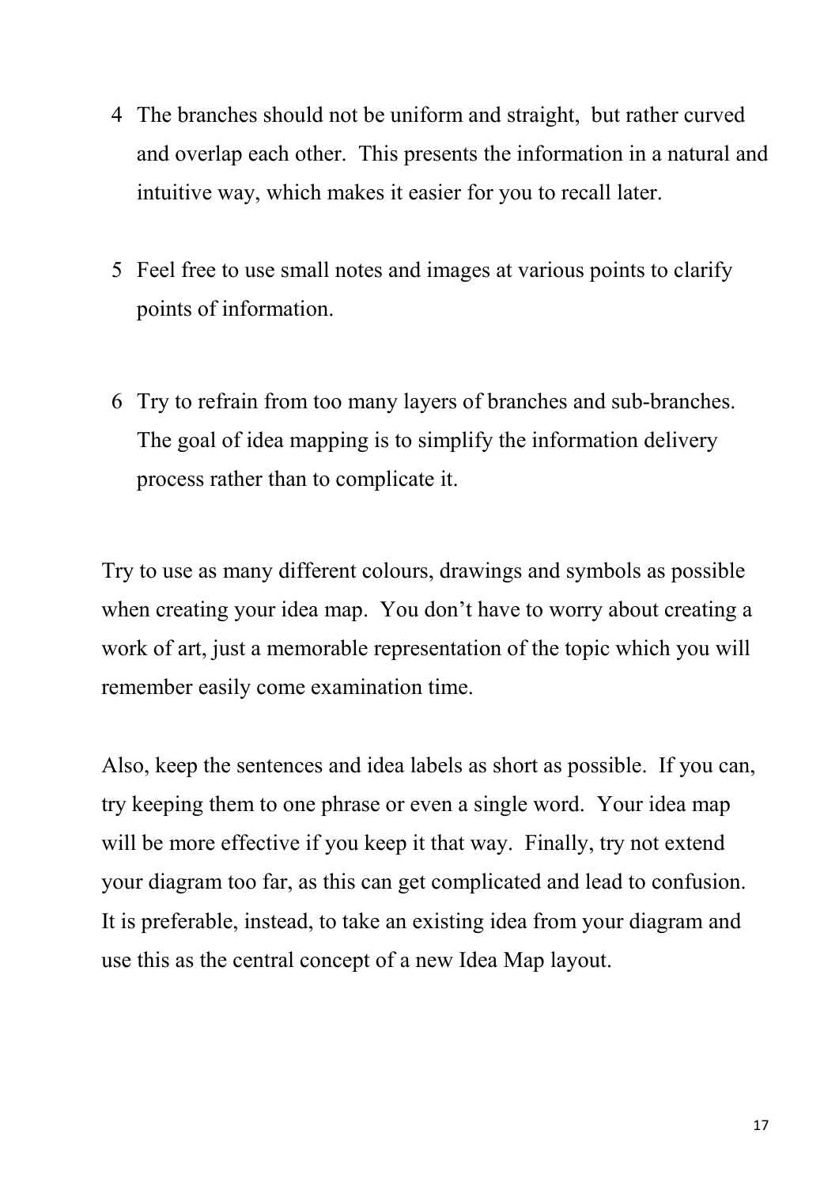4. The branches should not be uniform and straight,  but rather curved and overlap each other.  This presents the information in a natural and intuitive way, which makes it easier for you to recall later.

5. Feel free to use small notes and images at various points to clarify points of information.

6. Try to refrain from too many layers of branches and sub-branches. The goal of idea mapping is to simplify the information delivery process rather than to complicate it.

Try to use as many different colours, drawings and symbols as possible when creating your idea map.  You don't have to worry about creating a work of art, just a memorable representation of the topic which you will remember easily come examination time.

Also, keep the sentences and idea labels as short as possible.  If you can, try keeping them to one phrase or even a single word.  Your idea map will be more effective if you keep it that way.  Finally, try not extend your diagram too far, as this can get complicated and lead to confusion. It is preferable, instead, to take an existing idea from your diagram and use this as the central concept of a new Idea Map layout.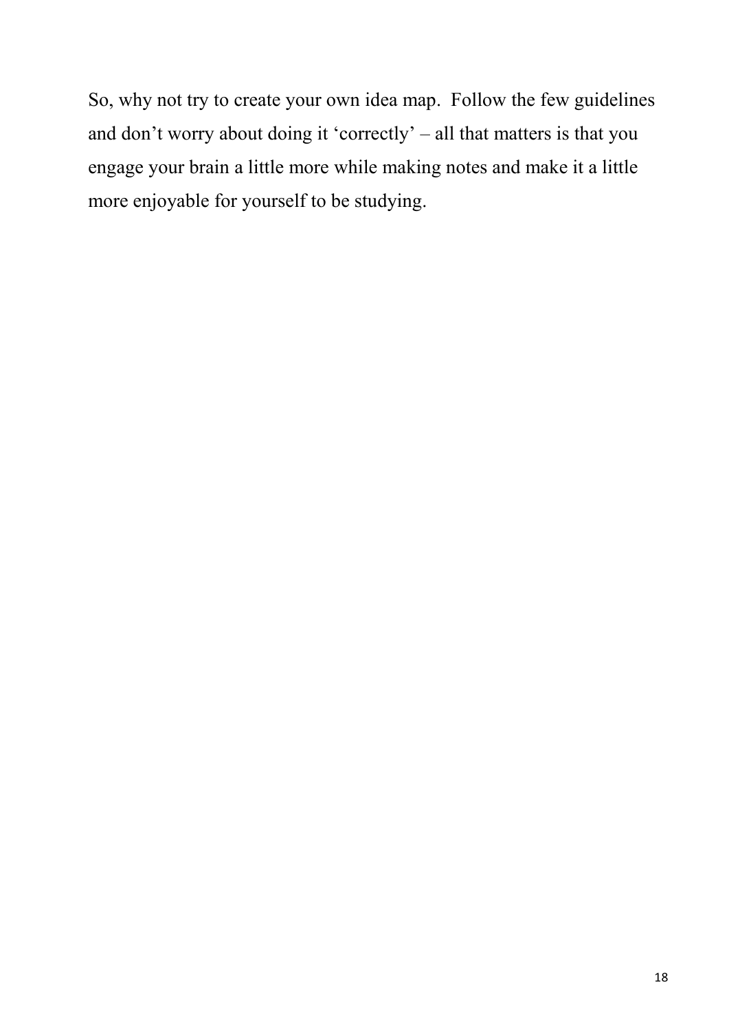So, why not try to create your own idea map.  Follow the few guidelines and don't worry about doing it 'correctly' – all that matters is that you engage your brain a little more while making notes and make it a little more enjoyable for yourself to be studying.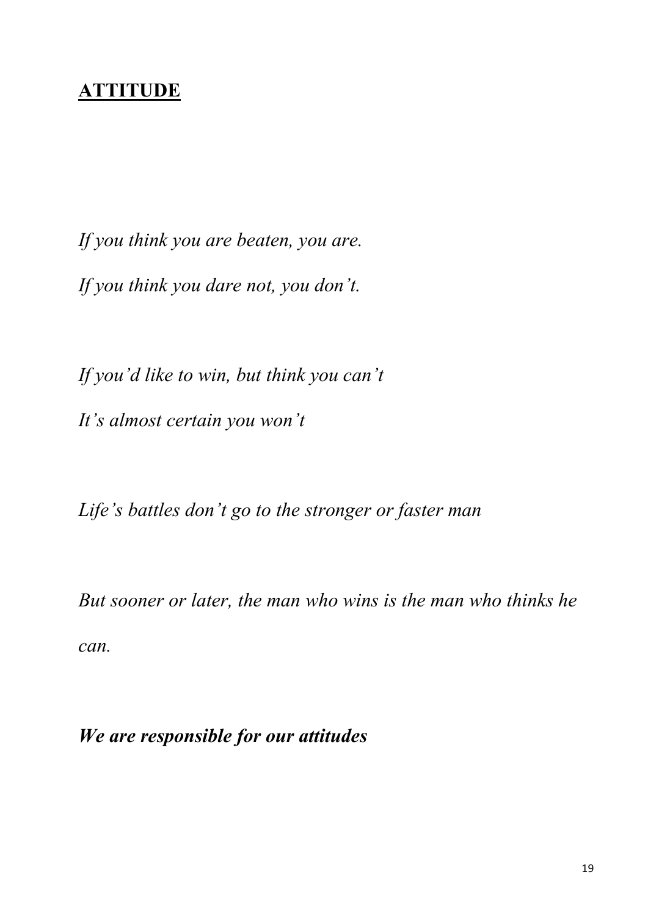## **ATTITUDE**

*If you think you are beaten, you are.*

*If you think you dare not, you don't.*

*If you'd like to win, but think you can't*

*It's almost certain you won't*

*Life's battles don't go to the stronger or faster man*

*But sooner or later, the man who wins is the man who thinks he can.*

***We are responsible for our attitudes***